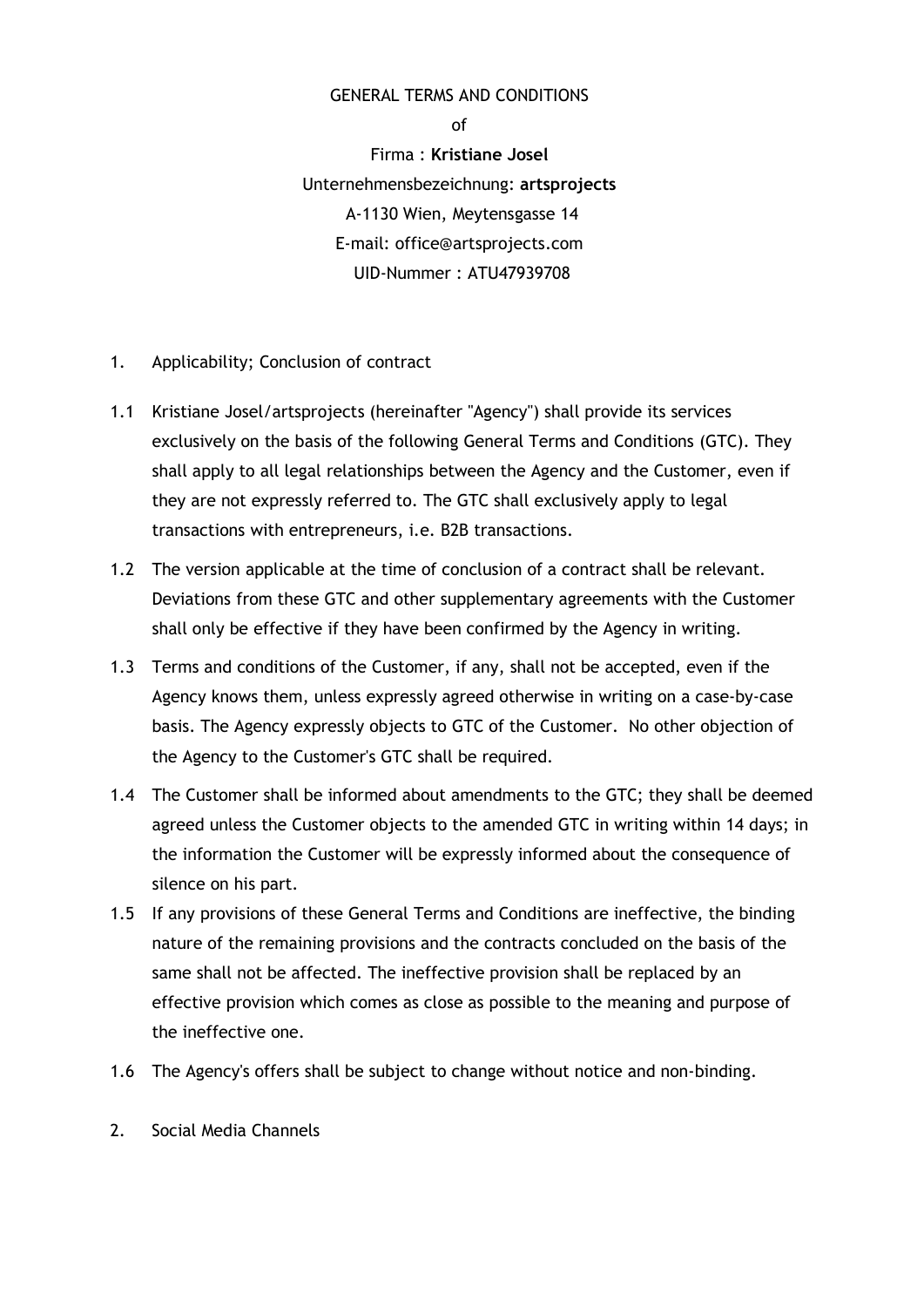GENERAL TERMS AND CONDITIONS

of

Firma : **Kristiane Josel**

Unternehmensbezeichnung: **artsprojects**

A-1130 Wien, Meytensgasse 14

E-mail: office@artsprojects.com

UID-Nummer : ATU47939708

## 1. Applicability; Conclusion of contract

1.1 Kristiane Josel/artsprojects (hereinafter "Agency") shall provide its services exclusively on the basis of the following General Terms and Conditions (GTC). They shall apply to all legal relationships between the Agency and the Customer, even if they are not expressly referred to. The GTC shall exclusively apply to legal transactions with entrepreneurs, i.e. B2B transactions.

1.2 The version applicable at the time of conclusion of a contract shall be relevant. Deviations from these GTC and other supplementary agreements with the Customer shall only be effective if they have been confirmed by the Agency in writing.

1.3 Terms and conditions of the Customer, if any, shall not be accepted, even if the Agency knows them, unless expressly agreed otherwise in writing on a case-by-case basis. The Agency expressly objects to GTC of the Customer. No other objection of the Agency to the Customer's GTC shall be required.

1.4 The Customer shall be informed about amendments to the GTC; they shall be deemed agreed unless the Customer objects to the amended GTC in writing within 14 days; in the information the Customer will be expressly informed about the consequence of silence on his part.

1.5 If any provisions of these General Terms and Conditions are ineffective, the binding nature of the remaining provisions and the contracts concluded on the basis of the same shall not be affected. The ineffective provision shall be replaced by an effective provision which comes as close as possible to the meaning and purpose of the ineffective one.

1.6 The Agency's offers shall be subject to change without notice and non-binding.

## 2. Social Media Channels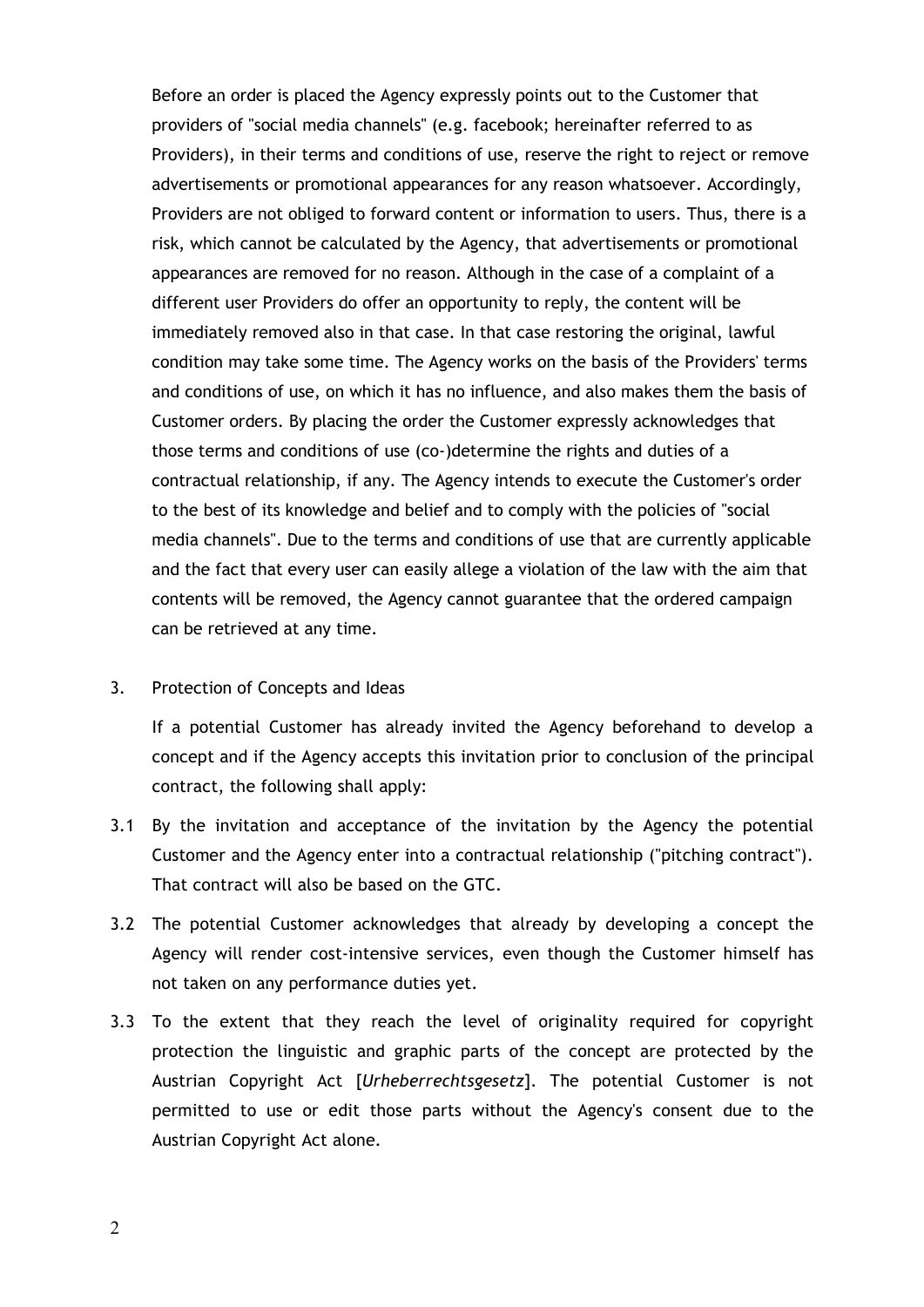Before an order is placed the Agency expressly points out to the Customer that providers of "social media channels" (e.g. facebook; hereinafter referred to as Providers), in their terms and conditions of use, reserve the right to reject or remove advertisements or promotional appearances for any reason whatsoever. Accordingly, Providers are not obliged to forward content or information to users. Thus, there is a risk, which cannot be calculated by the Agency, that advertisements or promotional appearances are removed for no reason. Although in the case of a complaint of a different user Providers do offer an opportunity to reply, the content will be immediately removed also in that case. In that case restoring the original, lawful condition may take some time. The Agency works on the basis of the Providers' terms and conditions of use, on which it has no influence, and also makes them the basis of Customer orders. By placing the order the Customer expressly acknowledges that those terms and conditions of use (co-)determine the rights and duties of a contractual relationship, if any. The Agency intends to execute the Customer's order to the best of its knowledge and belief and to comply with the policies of "social media channels". Due to the terms and conditions of use that are currently applicable and the fact that every user can easily allege a violation of the law with the aim that contents will be removed, the Agency cannot guarantee that the ordered campaign can be retrieved at any time.

## 3. Protection of Concepts and Ideas

If a potential Customer has already invited the Agency beforehand to develop a concept and if the Agency accepts this invitation prior to conclusion of the principal contract, the following shall apply:

3.1 By the invitation and acceptance of the invitation by the Agency the potential Customer and the Agency enter into a contractual relationship ("pitching contract"). That contract will also be based on the GTC.

3.2 The potential Customer acknowledges that already by developing a concept the Agency will render cost-intensive services, even though the Customer himself has not taken on any performance duties yet.

3.3 To the extent that they reach the level of originality required for copyright protection the linguistic and graphic parts of the concept are protected by the Austrian Copyright Act [*Urheberrechtsgesetz*]. The potential Customer is not permitted to use or edit those parts without the Agency's consent due to the Austrian Copyright Act alone.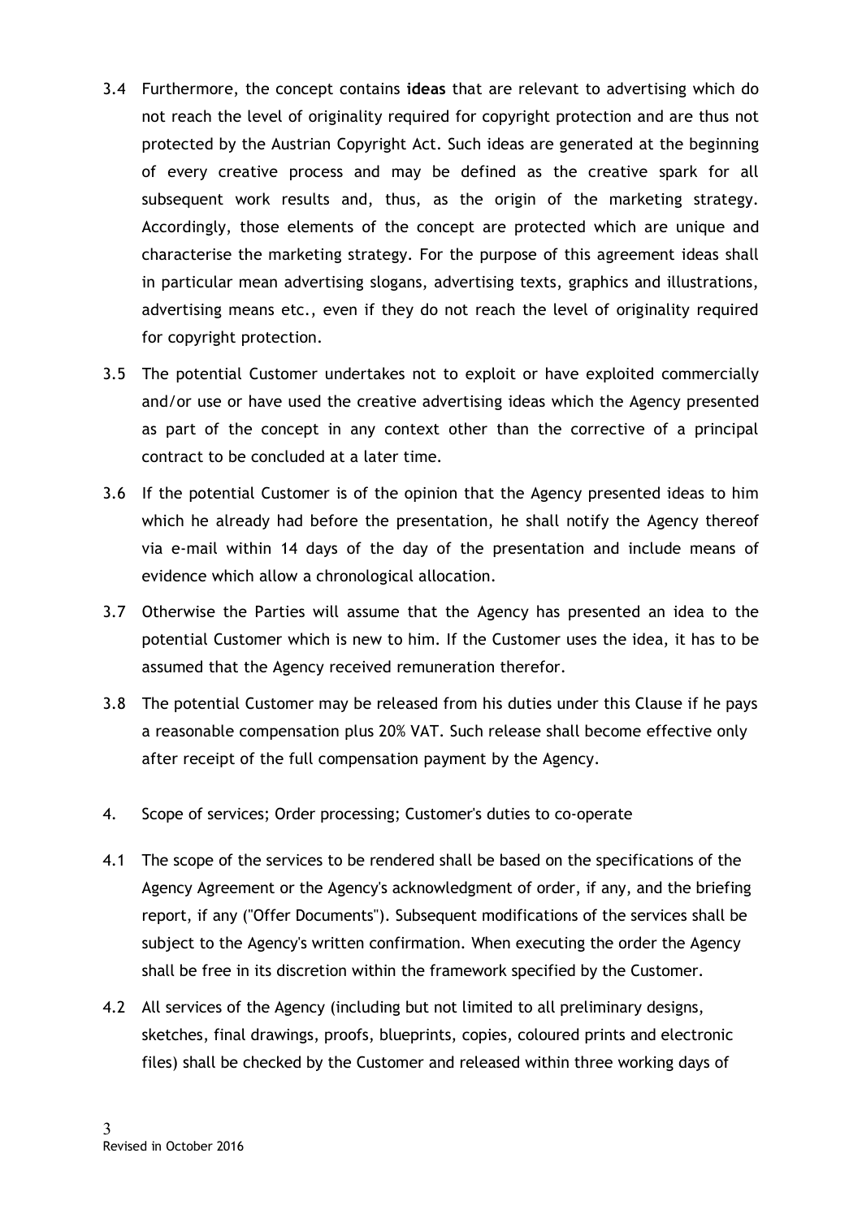3.4 Furthermore, the concept contains **ideas** that are relevant to advertising which do not reach the level of originality required for copyright protection and are thus not protected by the Austrian Copyright Act. Such ideas are generated at the beginning of every creative process and may be defined as the creative spark for all subsequent work results and, thus, as the origin of the marketing strategy. Accordingly, those elements of the concept are protected which are unique and characterise the marketing strategy. For the purpose of this agreement ideas shall in particular mean advertising slogans, advertising texts, graphics and illustrations, advertising means etc., even if they do not reach the level of originality required for copyright protection.

3.5 The potential Customer undertakes not to exploit or have exploited commercially and/or use or have used the creative advertising ideas which the Agency presented as part of the concept in any context other than the corrective of a principal contract to be concluded at a later time.

3.6 If the potential Customer is of the opinion that the Agency presented ideas to him which he already had before the presentation, he shall notify the Agency thereof via e-mail within 14 days of the day of the presentation and include means of evidence which allow a chronological allocation.

3.7 Otherwise the Parties will assume that the Agency has presented an idea to the potential Customer which is new to him. If the Customer uses the idea, it has to be assumed that the Agency received remuneration therefor.

3.8 The potential Customer may be released from his duties under this Clause if he pays a reasonable compensation plus 20% VAT. Such release shall become effective only after receipt of the full compensation payment by the Agency.

4. Scope of services; Order processing; Customer's duties to co-operate

4.1 The scope of the services to be rendered shall be based on the specifications of the Agency Agreement or the Agency's acknowledgment of order, if any, and the briefing report, if any ("Offer Documents"). Subsequent modifications of the services shall be subject to the Agency's written confirmation. When executing the order the Agency shall be free in its discretion within the framework specified by the Customer.

4.2 All services of the Agency (including but not limited to all preliminary designs, sketches, final drawings, proofs, blueprints, copies, coloured prints and electronic files) shall be checked by the Customer and released within three working days of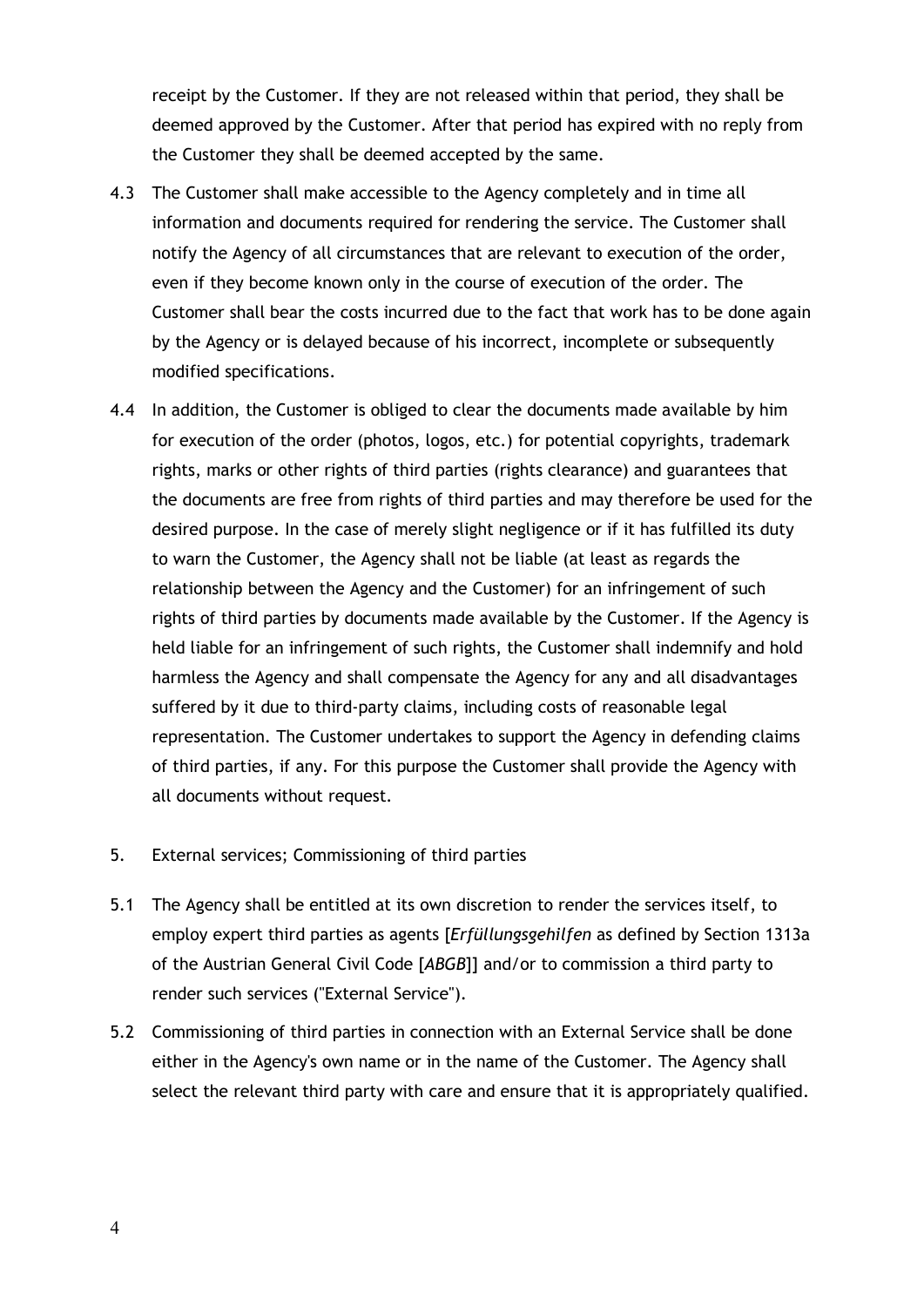receipt by the Customer. If they are not released within that period, they shall be deemed approved by the Customer. After that period has expired with no reply from the Customer they shall be deemed accepted by the same.

4.3 The Customer shall make accessible to the Agency completely and in time all information and documents required for rendering the service. The Customer shall notify the Agency of all circumstances that are relevant to execution of the order, even if they become known only in the course of execution of the order. The Customer shall bear the costs incurred due to the fact that work has to be done again by the Agency or is delayed because of his incorrect, incomplete or subsequently modified specifications.

4.4 In addition, the Customer is obliged to clear the documents made available by him for execution of the order (photos, logos, etc.) for potential copyrights, trademark rights, marks or other rights of third parties (rights clearance) and guarantees that the documents are free from rights of third parties and may therefore be used for the desired purpose. In the case of merely slight negligence or if it has fulfilled its duty to warn the Customer, the Agency shall not be liable (at least as regards the relationship between the Agency and the Customer) for an infringement of such rights of third parties by documents made available by the Customer. If the Agency is held liable for an infringement of such rights, the Customer shall indemnify and hold harmless the Agency and shall compensate the Agency for any and all disadvantages suffered by it due to third-party claims, including costs of reasonable legal representation. The Customer undertakes to support the Agency in defending claims of third parties, if any. For this purpose the Customer shall provide the Agency with all documents without request.

## 5. External services; Commissioning of third parties

5.1 The Agency shall be entitled at its own discretion to render the services itself, to employ expert third parties as agents [*Erfüllungsgehilfen* as defined by Section 1313a of the Austrian General Civil Code [*ABGB*]] and/or to commission a third party to render such services ("External Service").

5.2 Commissioning of third parties in connection with an External Service shall be done either in the Agency's own name or in the name of the Customer. The Agency shall select the relevant third party with care and ensure that it is appropriately qualified.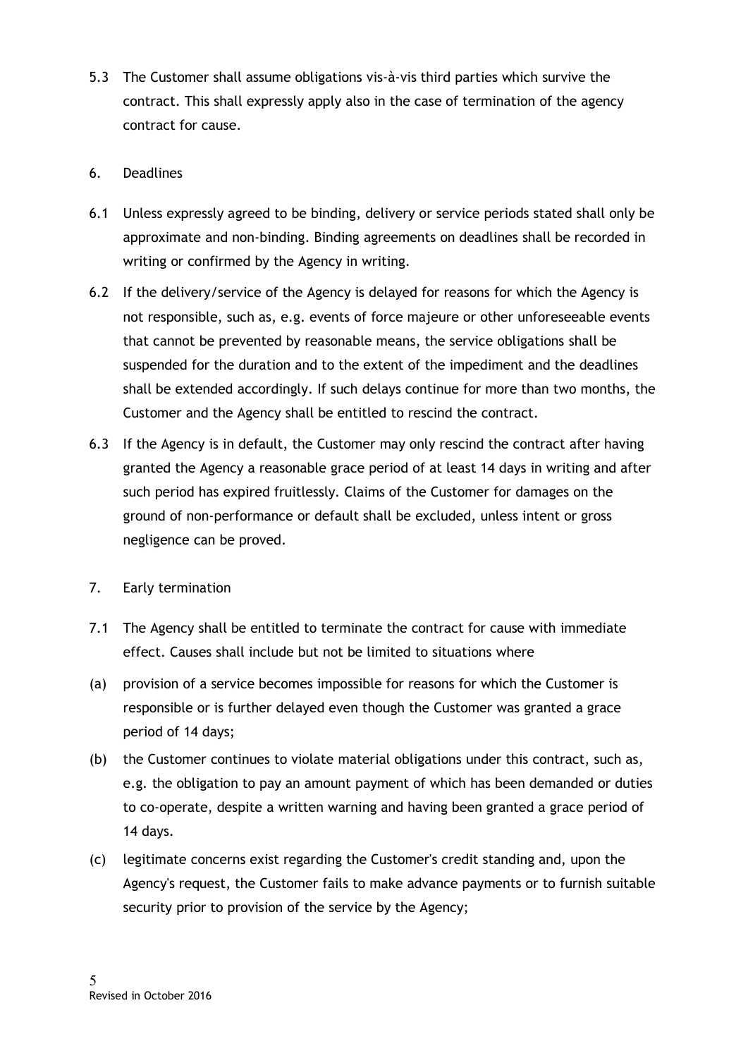5.3 The Customer shall assume obligations vis-à-vis third parties which survive the contract. This shall expressly apply also in the case of termination of the agency contract for cause.

## 6. Deadlines

6.1 Unless expressly agreed to be binding, delivery or service periods stated shall only be approximate and non-binding. Binding agreements on deadlines shall be recorded in writing or confirmed by the Agency in writing.

6.2 If the delivery/service of the Agency is delayed for reasons for which the Agency is not responsible, such as, e.g. events of force majeure or other unforeseeable events that cannot be prevented by reasonable means, the service obligations shall be suspended for the duration and to the extent of the impediment and the deadlines shall be extended accordingly. If such delays continue for more than two months, the Customer and the Agency shall be entitled to rescind the contract.

6.3 If the Agency is in default, the Customer may only rescind the contract after having granted the Agency a reasonable grace period of at least 14 days in writing and after such period has expired fruitlessly. Claims of the Customer for damages on the ground of non-performance or default shall be excluded, unless intent or gross negligence can be proved.

## 7. Early termination

7.1 The Agency shall be entitled to terminate the contract for cause with immediate effect. Causes shall include but not be limited to situations where

(a) provision of a service becomes impossible for reasons for which the Customer is responsible or is further delayed even though the Customer was granted a grace period of 14 days;

(b) the Customer continues to violate material obligations under this contract, such as, e.g. the obligation to pay an amount payment of which has been demanded or duties to co-operate, despite a written warning and having been granted a grace period of 14 days.

(c) legitimate concerns exist regarding the Customer's credit standing and, upon the Agency's request, the Customer fails to make advance payments or to furnish suitable security prior to provision of the service by the Agency;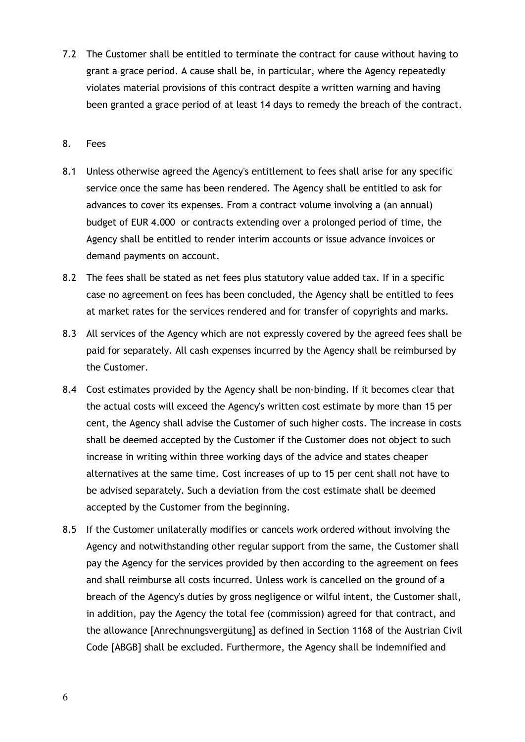7.2 The Customer shall be entitled to terminate the contract for cause without having to grant a grace period. A cause shall be, in particular, where the Agency repeatedly violates material provisions of this contract despite a written warning and having been granted a grace period of at least 14 days to remedy the breach of the contract.

## 8. Fees

8.1 Unless otherwise agreed the Agency's entitlement to fees shall arise for any specific service once the same has been rendered. The Agency shall be entitled to ask for advances to cover its expenses. From a contract volume involving a (an annual) budget of EUR 4.000 or contracts extending over a prolonged period of time, the Agency shall be entitled to render interim accounts or issue advance invoices or demand payments on account.

8.2 The fees shall be stated as net fees plus statutory value added tax. If in a specific case no agreement on fees has been concluded, the Agency shall be entitled to fees at market rates for the services rendered and for transfer of copyrights and marks.

8.3 All services of the Agency which are not expressly covered by the agreed fees shall be paid for separately. All cash expenses incurred by the Agency shall be reimbursed by the Customer.

8.4 Cost estimates provided by the Agency shall be non-binding. If it becomes clear that the actual costs will exceed the Agency's written cost estimate by more than 15 per cent, the Agency shall advise the Customer of such higher costs. The increase in costs shall be deemed accepted by the Customer if the Customer does not object to such increase in writing within three working days of the advice and states cheaper alternatives at the same time. Cost increases of up to 15 per cent shall not have to be advised separately. Such a deviation from the cost estimate shall be deemed accepted by the Customer from the beginning.

8.5 If the Customer unilaterally modifies or cancels work ordered without involving the Agency and notwithstanding other regular support from the same, the Customer shall pay the Agency for the services provided by then according to the agreement on fees and shall reimburse all costs incurred. Unless work is cancelled on the ground of a breach of the Agency's duties by gross negligence or wilful intent, the Customer shall, in addition, pay the Agency the total fee (commission) agreed for that contract, and the allowance [Anrechnungsvergütung] as defined in Section 1168 of the Austrian Civil Code [ABGB] shall be excluded. Furthermore, the Agency shall be indemnified and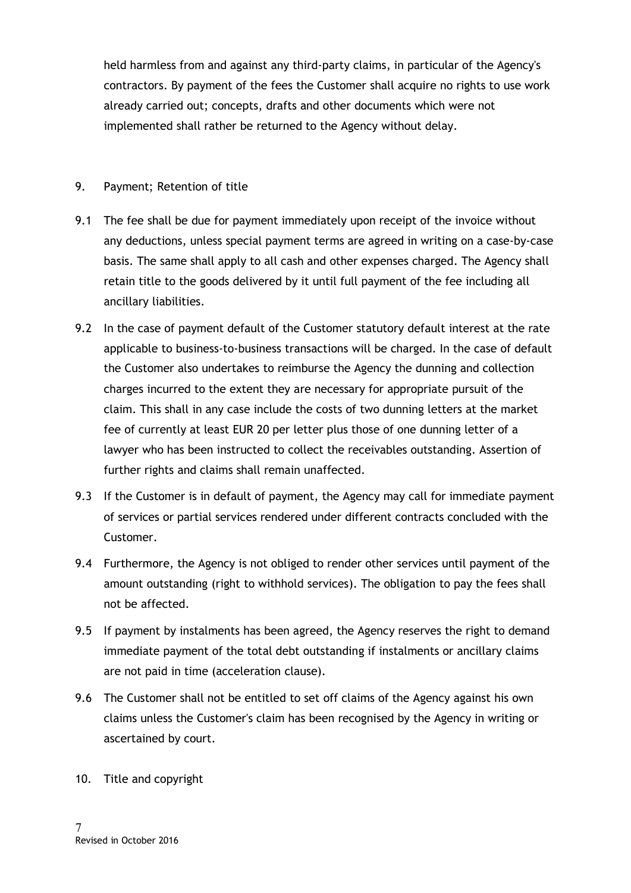held harmless from and against any third-party claims, in particular of the Agency's contractors. By payment of the fees the Customer shall acquire no rights to use work already carried out; concepts, drafts and other documents which were not implemented shall rather be returned to the Agency without delay.

## 9. Payment; Retention of title

9.1 The fee shall be due for payment immediately upon receipt of the invoice without any deductions, unless special payment terms are agreed in writing on a case-by-case basis. The same shall apply to all cash and other expenses charged. The Agency shall retain title to the goods delivered by it until full payment of the fee including all ancillary liabilities.

9.2 In the case of payment default of the Customer statutory default interest at the rate applicable to business-to-business transactions will be charged. In the case of default the Customer also undertakes to reimburse the Agency the dunning and collection charges incurred to the extent they are necessary for appropriate pursuit of the claim. This shall in any case include the costs of two dunning letters at the market fee of currently at least EUR 20 per letter plus those of one dunning letter of a lawyer who has been instructed to collect the receivables outstanding. Assertion of further rights and claims shall remain unaffected.

9.3 If the Customer is in default of payment, the Agency may call for immediate payment of services or partial services rendered under different contracts concluded with the Customer.

9.4 Furthermore, the Agency is not obliged to render other services until payment of the amount outstanding (right to withhold services). The obligation to pay the fees shall not be affected.

9.5 If payment by instalments has been agreed, the Agency reserves the right to demand immediate payment of the total debt outstanding if instalments or ancillary claims are not paid in time (acceleration clause).

9.6 The Customer shall not be entitled to set off claims of the Agency against his own claims unless the Customer's claim has been recognised by the Agency in writing or ascertained by court.

## 10. Title and copyright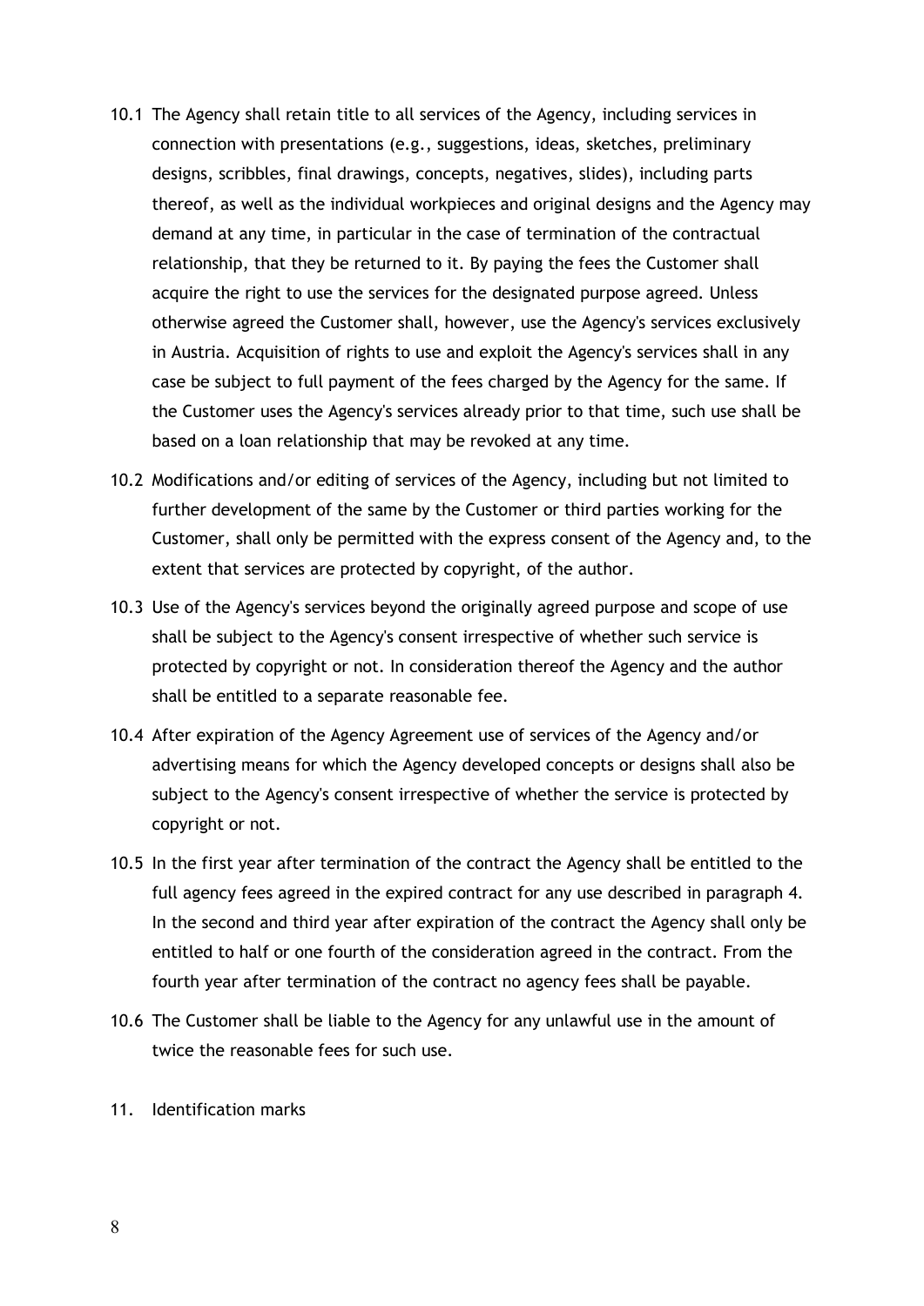10.1 The Agency shall retain title to all services of the Agency, including services in connection with presentations (e.g., suggestions, ideas, sketches, preliminary designs, scribbles, final drawings, concepts, negatives, slides), including parts thereof, as well as the individual workpieces and original designs and the Agency may demand at any time, in particular in the case of termination of the contractual relationship, that they be returned to it. By paying the fees the Customer shall acquire the right to use the services for the designated purpose agreed. Unless otherwise agreed the Customer shall, however, use the Agency's services exclusively in Austria. Acquisition of rights to use and exploit the Agency's services shall in any case be subject to full payment of the fees charged by the Agency for the same. If the Customer uses the Agency's services already prior to that time, such use shall be based on a loan relationship that may be revoked at any time.

10.2 Modifications and/or editing of services of the Agency, including but not limited to further development of the same by the Customer or third parties working for the Customer, shall only be permitted with the express consent of the Agency and, to the extent that services are protected by copyright, of the author.

10.3 Use of the Agency's services beyond the originally agreed purpose and scope of use shall be subject to the Agency's consent irrespective of whether such service is protected by copyright or not. In consideration thereof the Agency and the author shall be entitled to a separate reasonable fee.

10.4 After expiration of the Agency Agreement use of services of the Agency and/or advertising means for which the Agency developed concepts or designs shall also be subject to the Agency's consent irrespective of whether the service is protected by copyright or not.

10.5 In the first year after termination of the contract the Agency shall be entitled to the full agency fees agreed in the expired contract for any use described in paragraph 4. In the second and third year after expiration of the contract the Agency shall only be entitled to half or one fourth of the consideration agreed in the contract. From the fourth year after termination of the contract no agency fees shall be payable.

10.6 The Customer shall be liable to the Agency for any unlawful use in the amount of twice the reasonable fees for such use.

## 11. Identification marks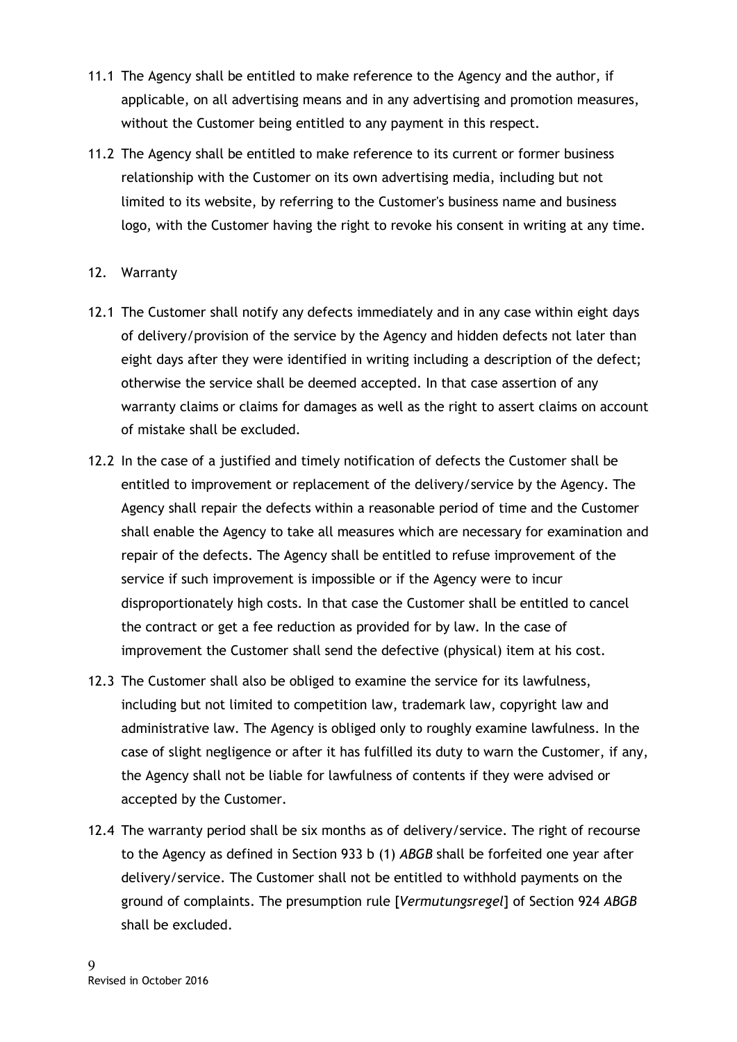11.1 The Agency shall be entitled to make reference to the Agency and the author, if applicable, on all advertising means and in any advertising and promotion measures, without the Customer being entitled to any payment in this respect.

11.2 The Agency shall be entitled to make reference to its current or former business relationship with the Customer on its own advertising media, including but not limited to its website, by referring to the Customer's business name and business logo, with the Customer having the right to revoke his consent in writing at any time.

## 12. Warranty

12.1 The Customer shall notify any defects immediately and in any case within eight days of delivery/provision of the service by the Agency and hidden defects not later than eight days after they were identified in writing including a description of the defect; otherwise the service shall be deemed accepted. In that case assertion of any warranty claims or claims for damages as well as the right to assert claims on account of mistake shall be excluded.

12.2 In the case of a justified and timely notification of defects the Customer shall be entitled to improvement or replacement of the delivery/service by the Agency. The Agency shall repair the defects within a reasonable period of time and the Customer shall enable the Agency to take all measures which are necessary for examination and repair of the defects. The Agency shall be entitled to refuse improvement of the service if such improvement is impossible or if the Agency were to incur disproportionately high costs. In that case the Customer shall be entitled to cancel the contract or get a fee reduction as provided for by law. In the case of improvement the Customer shall send the defective (physical) item at his cost.

12.3 The Customer shall also be obliged to examine the service for its lawfulness, including but not limited to competition law, trademark law, copyright law and administrative law. The Agency is obliged only to roughly examine lawfulness. In the case of slight negligence or after it has fulfilled its duty to warn the Customer, if any, the Agency shall not be liable for lawfulness of contents if they were advised or accepted by the Customer.

12.4 The warranty period shall be six months as of delivery/service. The right of recourse to the Agency as defined in Section 933 b (1) *ABGB* shall be forfeited one year after delivery/service. The Customer shall not be entitled to withhold payments on the ground of complaints. The presumption rule [*Vermutungsregel*] of Section 924 *ABGB* shall be excluded.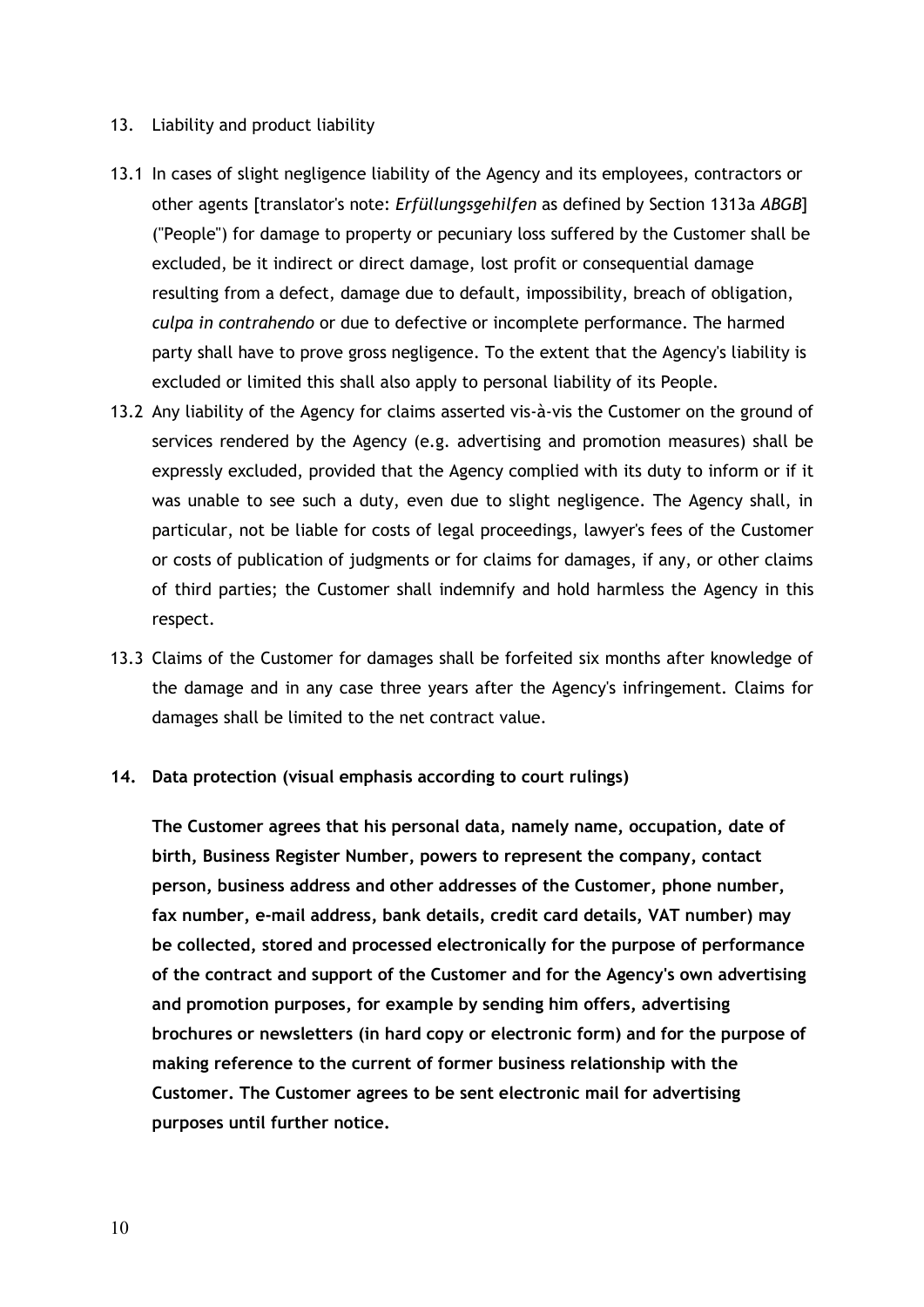13. Liability and product liability

13.1 In cases of slight negligence liability of the Agency and its employees, contractors or other agents [translator's note: *Erfüllungsgehilfen* as defined by Section 1313a *ABGB*] ("People") for damage to property or pecuniary loss suffered by the Customer shall be excluded, be it indirect or direct damage, lost profit or consequential damage resulting from a defect, damage due to default, impossibility, breach of obligation, *culpa in contrahendo* or due to defective or incomplete performance. The harmed party shall have to prove gross negligence. To the extent that the Agency's liability is excluded or limited this shall also apply to personal liability of its People.

13.2 Any liability of the Agency for claims asserted vis-à-vis the Customer on the ground of services rendered by the Agency (e.g. advertising and promotion measures) shall be expressly excluded, provided that the Agency complied with its duty to inform or if it was unable to see such a duty, even due to slight negligence. The Agency shall, in particular, not be liable for costs of legal proceedings, lawyer's fees of the Customer or costs of publication of judgments or for claims for damages, if any, or other claims of third parties; the Customer shall indemnify and hold harmless the Agency in this respect.

13.3 Claims of the Customer for damages shall be forfeited six months after knowledge of the damage and in any case three years after the Agency's infringement. Claims for damages shall be limited to the net contract value.

**14. Data protection (visual emphasis according to court rulings)**

**The Customer agrees that his personal data, namely name, occupation, date of birth, Business Register Number, powers to represent the company, contact person, business address and other addresses of the Customer, phone number, fax number, e-mail address, bank details, credit card details, VAT number) may be collected, stored and processed electronically for the purpose of performance of the contract and support of the Customer and for the Agency's own advertising and promotion purposes, for example by sending him offers, advertising brochures or newsletters (in hard copy or electronic form) and for the purpose of making reference to the current of former business relationship with the Customer. The Customer agrees to be sent electronic mail for advertising purposes until further notice.**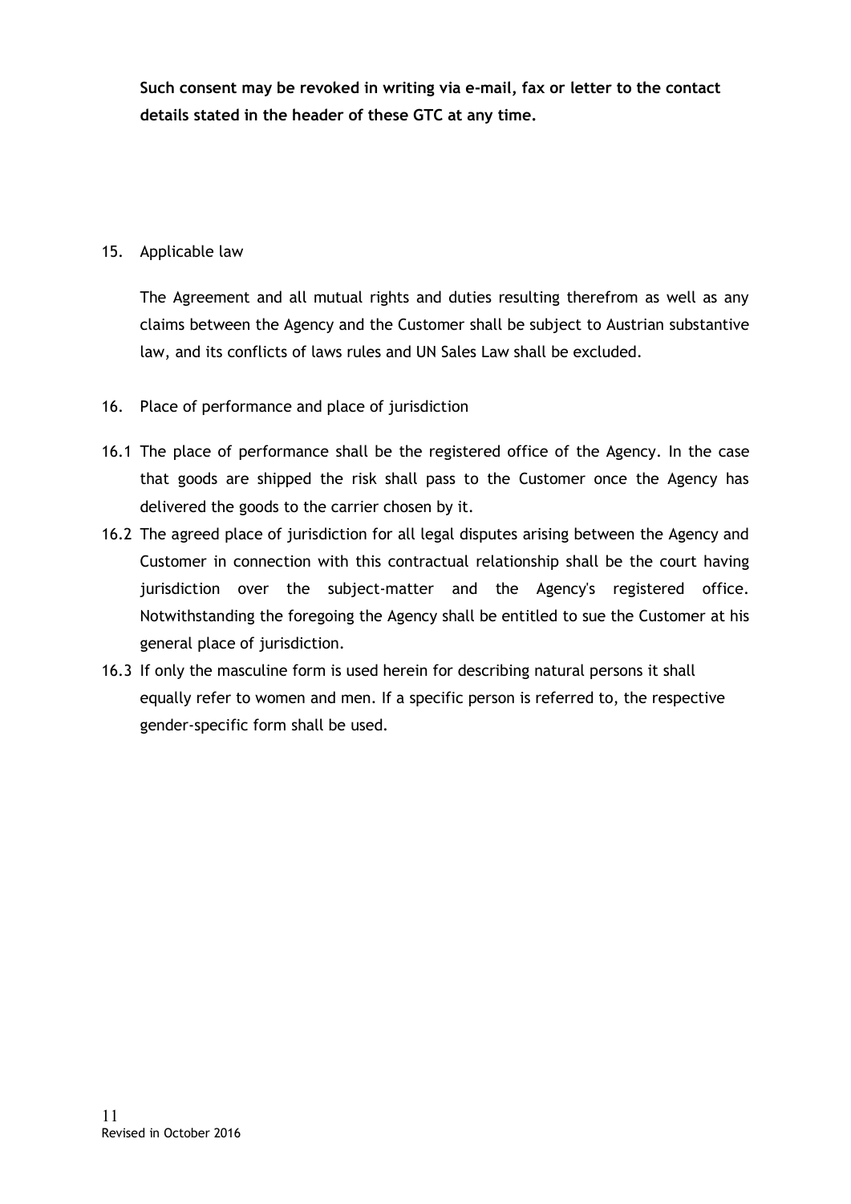**Such consent may be revoked in writing via e-mail, fax or letter to the contact details stated in the header of these GTC at any time.**

## 15. Applicable law

The Agreement and all mutual rights and duties resulting therefrom as well as any claims between the Agency and the Customer shall be subject to Austrian substantive law, and its conflicts of laws rules and UN Sales Law shall be excluded.

## 16. Place of performance and place of jurisdiction

16.1 The place of performance shall be the registered office of the Agency. In the case that goods are shipped the risk shall pass to the Customer once the Agency has delivered the goods to the carrier chosen by it.

16.2 The agreed place of jurisdiction for all legal disputes arising between the Agency and Customer in connection with this contractual relationship shall be the court having jurisdiction over the subject-matter and the Agency's registered office. Notwithstanding the foregoing the Agency shall be entitled to sue the Customer at his general place of jurisdiction.

16.3 If only the masculine form is used herein for describing natural persons it shall equally refer to women and men. If a specific person is referred to, the respective gender-specific form shall be used.

Revised in October 2016